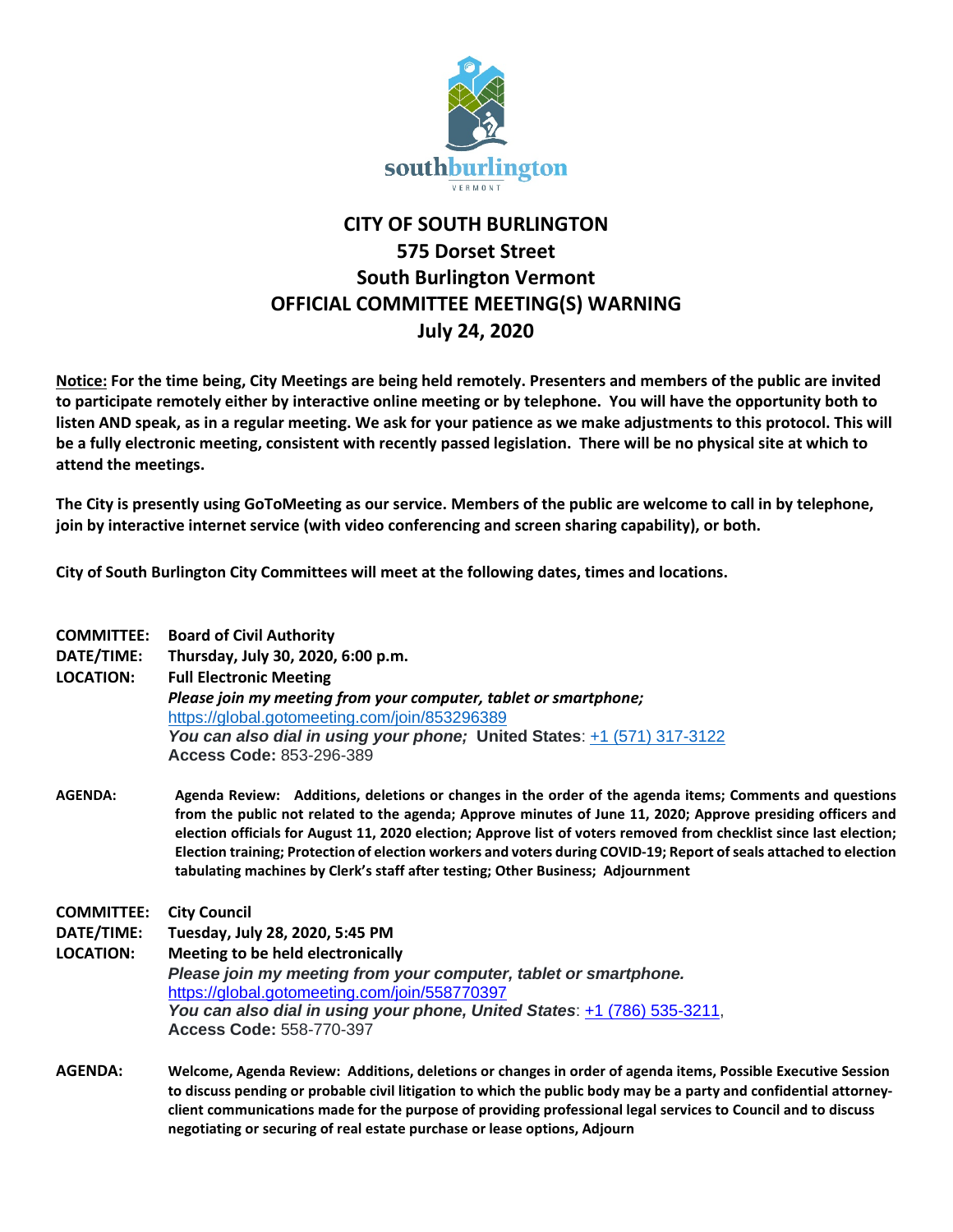southburlington
VERMONT

# CITY OF SOUTH BURLINGTON
## 575 Dorset Street
## South Burlington Vermont
## OFFICIAL COMMITTEE MEETING(S) WARNING
## July 24, 2020

**Notice: For the time being, City Meetings are being held remotely. Presenters and members of the public are invited to participate remotely either by interactive online meeting or by telephone. You will have the opportunity both to listen AND speak, as in a regular meeting. We ask for your patience as we make adjustments to this protocol. This will be a fully electronic meeting, consistent with recently passed legislation. There will be no physical site at which to attend the meetings.**

**The City is presently using GoToMeeting as our service. Members of the public are welcome to call in by telephone, join by interactive internet service (with video conferencing and screen sharing capability), or both.**

**City of South Burlington City Committees will meet at the following dates, times and locations.**

**COMMITTEE:** **Board of Civil Authority**
**DATE/TIME:** **Thursday, July 30, 2020, 6:00 p.m.**
**LOCATION:** **Full Electronic Meeting**
***Please join my meeting from your computer, tablet or smartphone;***
https://global.gotomeeting.com/join/853296389
***You can also dial in using your phone;*** **United States**: +1 (571) 317-3122
**Access Code:** 853-296-389

**AGENDA:** **Agenda Review: Additions, deletions or changes in the order of the agenda items; Comments and questions from the public not related to the agenda; Approve minutes of June 11, 2020; Approve presiding officers and election officials for August 11, 2020 election; Approve list of voters removed from checklist since last election; Election training; Protection of election workers and voters during COVID-19; Report of seals attached to election tabulating machines by Clerk's staff after testing; Other Business; Adjournment**

**COMMITTEE:** **City Council**
**DATE/TIME:** **Tuesday, July 28, 2020, 5:45 PM**
**LOCATION:** **Meeting to be held electronically**
***Please join my meeting from your computer, tablet or smartphone.***
https://global.gotomeeting.com/join/558770397
***You can also dial in using your phone, United States***: +1 (786) 535-3211,
**Access Code:** 558-770-397

**AGENDA:** **Welcome, Agenda Review: Additions, deletions or changes in order of agenda items, Possible Executive Session to discuss pending or probable civil litigation to which the public body may be a party and confidential attorney-client communications made for the purpose of providing professional legal services to Council and to discuss negotiating or securing of real estate purchase or lease options, Adjourn**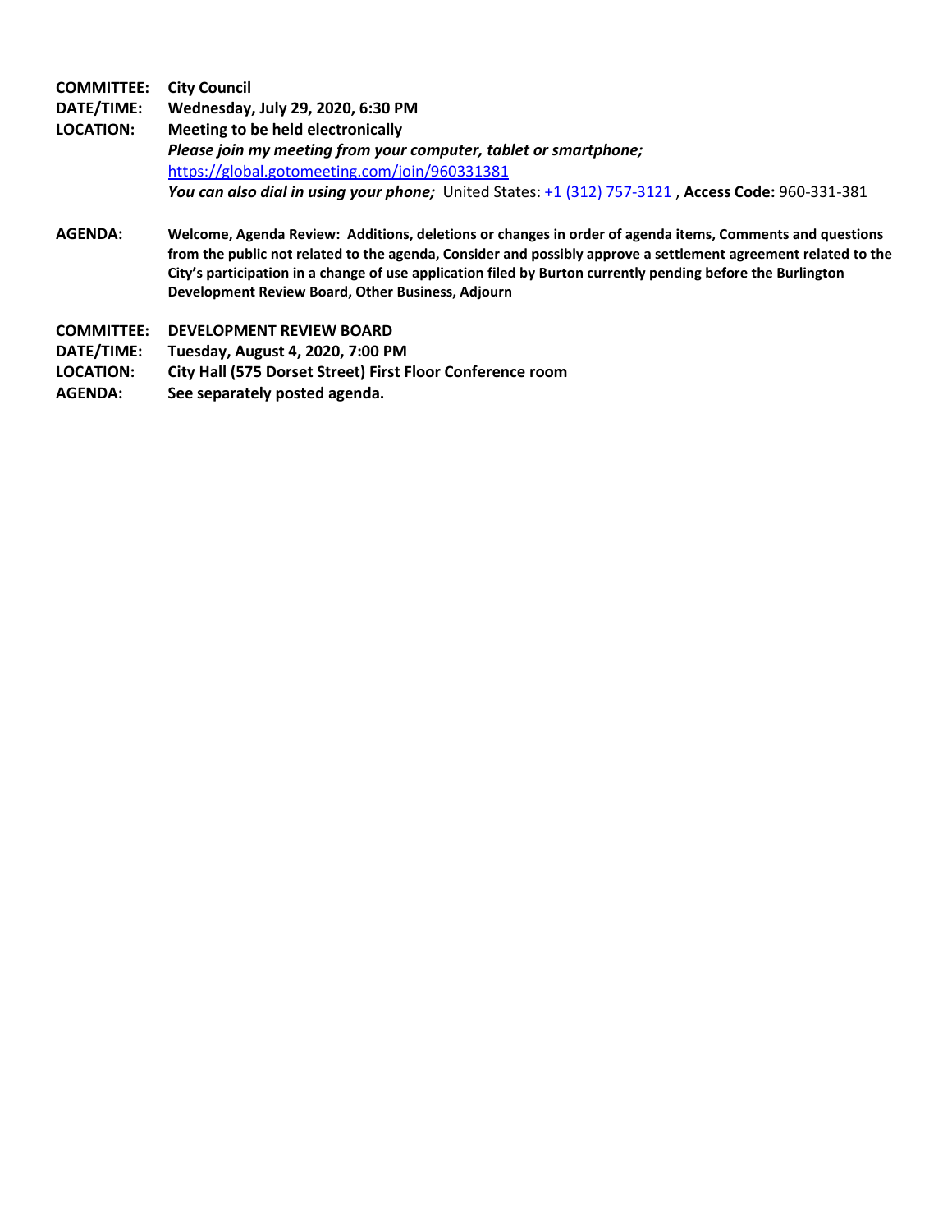**COMMITTEE:** **City Council**
**DATE/TIME:** **Wednesday, July 29, 2020, 6:30 PM**
**LOCATION:** **Meeting to be held electronically**
***Please join my meeting from your computer, tablet or smartphone;***
https://global.gotomeeting.com/join/960331381
***You can also dial in using your phone;*** United States: +1 (312) 757-3121 , **Access Code:** 960-331-381

**AGENDA:** **Welcome, Agenda Review: Additions, deletions or changes in order of agenda items, Comments and questions from the public not related to the agenda, Consider and possibly approve a settlement agreement related to the City's participation in a change of use application filed by Burton currently pending before the Burlington Development Review Board, Other Business, Adjourn**

**COMMITTEE:** **DEVELOPMENT REVIEW BOARD**
**DATE/TIME:** **Tuesday, August 4, 2020, 7:00 PM**
**LOCATION:** **City Hall (575 Dorset Street) First Floor Conference room**
**AGENDA:** **See separately posted agenda.**